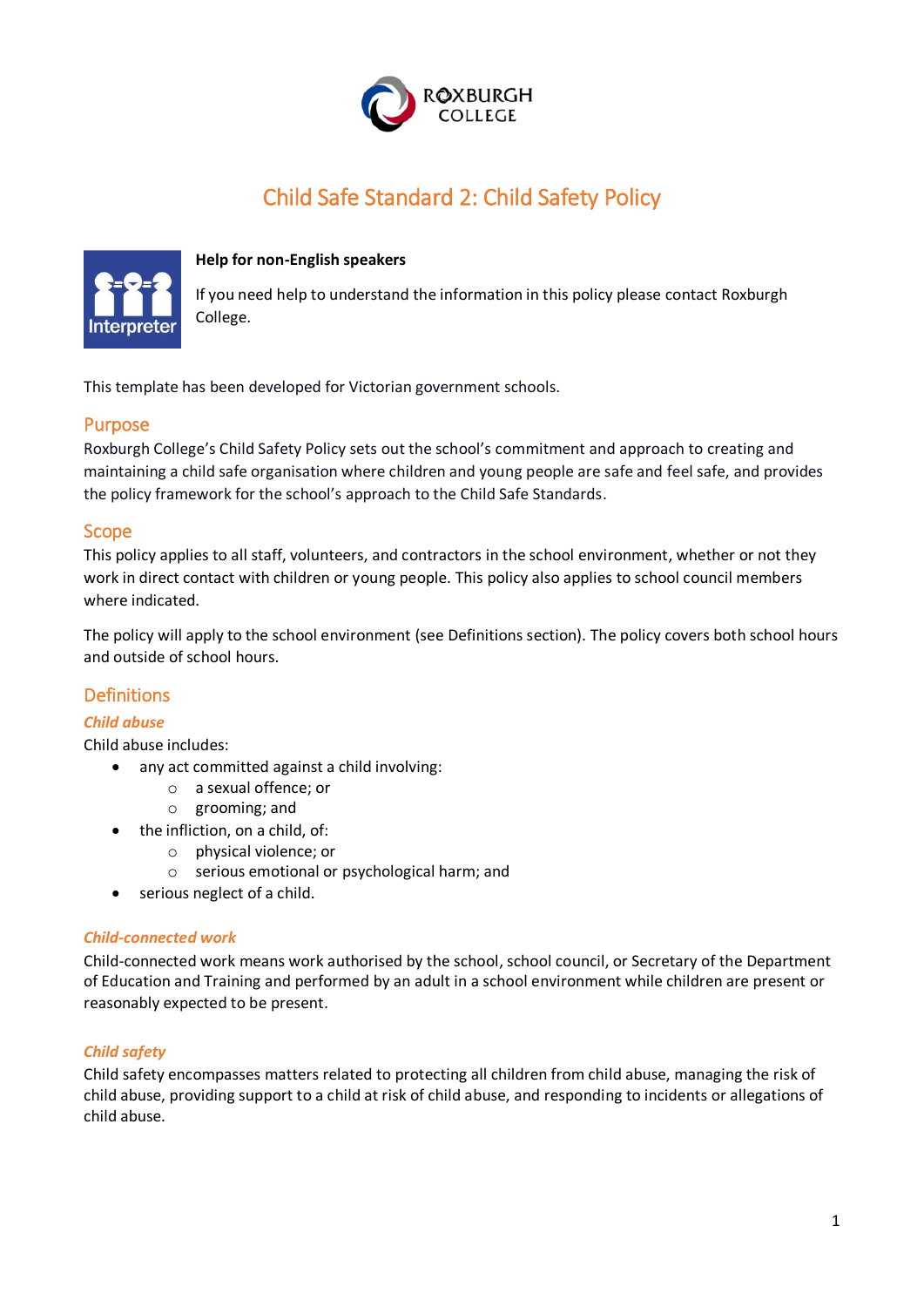# Child Safe Standard 2: Child Safety Policy

**Help for non-English speakers**

If you need help to understand the information in this policy please contact Roxburgh College.

This template has been developed for Victorian government schools.

## Purpose

Roxburgh College's Child Safety Policy sets out the school's commitment and approach to creating and maintaining a child safe organisation where children and young people are safe and feel safe, and provides the policy framework for the school's approach to the Child Safe Standards.

## Scope

This policy applies to all staff, volunteers, and contractors in the school environment, whether or not they work in direct contact with children or young people. This policy also applies to school council members where indicated.

The policy will apply to the school environment (see Definitions section). The policy covers both school hours and outside of school hours.

## Definitions

### *Child abuse*

Child abuse includes:

- any act committed against a child involving:
    - a sexual offence; or
    - grooming; and
- the infliction, on a child, of:
    - physical violence; or
    - serious emotional or psychological harm; and
- serious neglect of a child.

### *Child-connected work*

Child-connected work means work authorised by the school, school council, or Secretary of the Department of Education and Training and performed by an adult in a school environment while children are present or reasonably expected to be present.

### *Child safety*

Child safety encompasses matters related to protecting all children from child abuse, managing the risk of child abuse, providing support to a child at risk of child abuse, and responding to incidents or allegations of child abuse.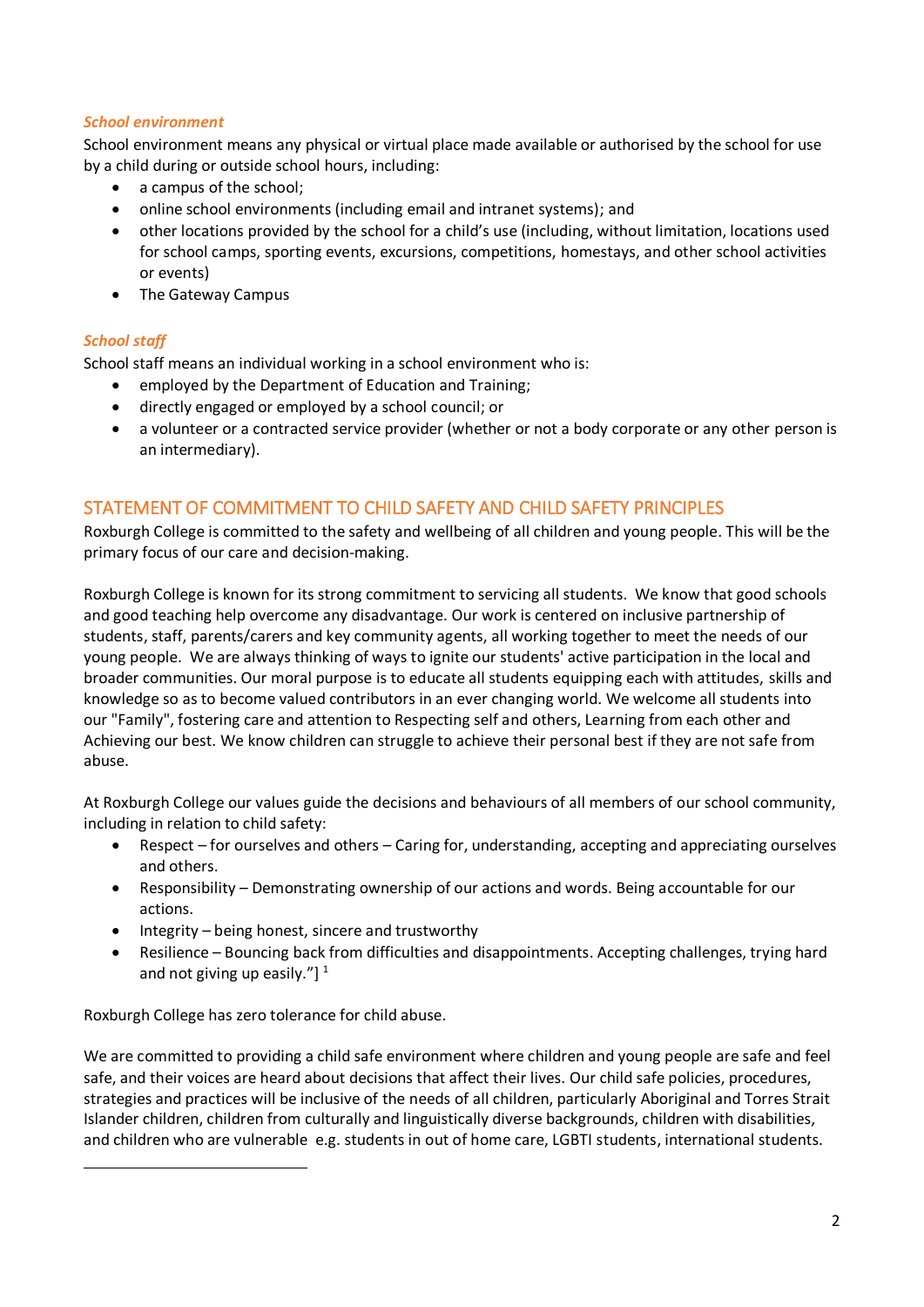### *School environment*

School environment means any physical or virtual place made available or authorised by the school for use by a child during or outside school hours, including:

- a campus of the school;
- online school environments (including email and intranet systems); and
- other locations provided by the school for a child's use (including, without limitation, locations used for school camps, sporting events, excursions, competitions, homestays, and other school activities or events)
- The Gateway Campus

### *School staff*

School staff means an individual working in a school environment who is:

- employed by the Department of Education and Training;
- directly engaged or employed by a school council; or
- a volunteer or a contracted service provider (whether or not a body corporate or any other person is an intermediary).

## STATEMENT OF COMMITMENT TO CHILD SAFETY AND CHILD SAFETY PRINCIPLES

Roxburgh College is committed to the safety and wellbeing of all children and young people. This will be the primary focus of our care and decision-making.

Roxburgh College is known for its strong commitment to servicing all students. We know that good schools and good teaching help overcome any disadvantage. Our work is centered on inclusive partnership of students, staff, parents/carers and key community agents, all working together to meet the needs of our young people. We are always thinking of ways to ignite our students' active participation in the local and broader communities. Our moral purpose is to educate all students equipping each with attitudes, skills and knowledge so as to become valued contributors in an ever changing world. We welcome all students into our "Family", fostering care and attention to Respecting self and others, Learning from each other and Achieving our best. We know children can struggle to achieve their personal best if they are not safe from abuse.

At Roxburgh College our values guide the decisions and behaviours of all members of our school community, including in relation to child safety:

- Respect – for ourselves and others – Caring for, understanding, accepting and appreciating ourselves and others.
- Responsibility – Demonstrating ownership of our actions and words. Being accountable for our actions.
- Integrity – being honest, sincere and trustworthy
- Resilience – Bouncing back from difficulties and disappointments. Accepting challenges, trying hard and not giving up easily."] [1]

Roxburgh College has zero tolerance for child abuse.

We are committed to providing a child safe environment where children and young people are safe and feel safe, and their voices are heard about decisions that affect their lives. Our child safe policies, procedures, strategies and practices will be inclusive of the needs of all children, particularly Aboriginal and Torres Strait Islander children, children from culturally and linguistically diverse backgrounds, children with disabilities, and children who are vulnerable e.g. students in out of home care, LGBTI students, international students.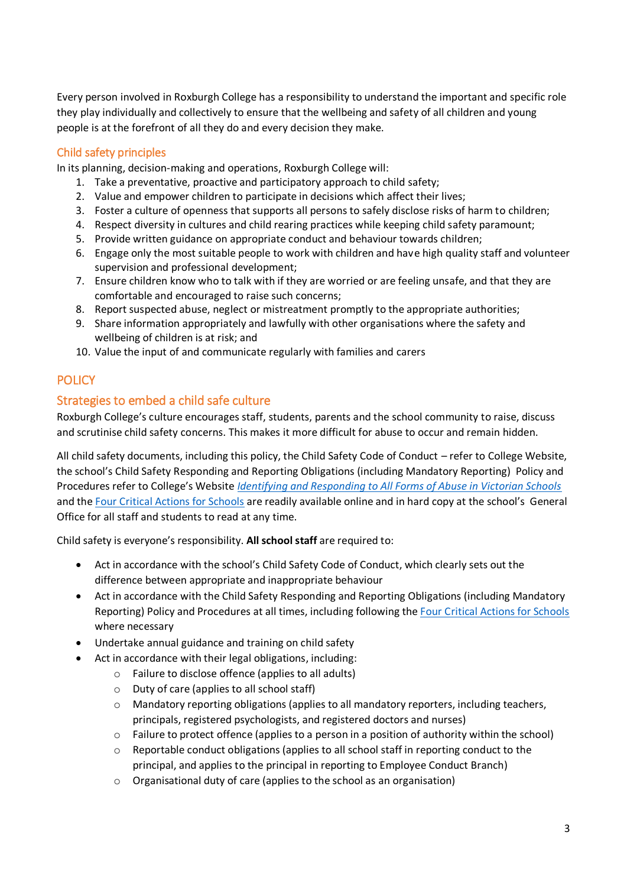Every person involved in Roxburgh College has a responsibility to understand the important and specific role they play individually and collectively to ensure that the wellbeing and safety of all children and young people is at the forefront of all they do and every decision they make.

### Child safety principles

In its planning, decision-making and operations, Roxburgh College will:

1. Take a preventative, proactive and participatory approach to child safety;
2. Value and empower children to participate in decisions which affect their lives;
3. Foster a culture of openness that supports all persons to safely disclose risks of harm to children;
4. Respect diversity in cultures and child rearing practices while keeping child safety paramount;
5. Provide written guidance on appropriate conduct and behaviour towards children;
6. Engage only the most suitable people to work with children and have high quality staff and volunteer supervision and professional development;
7. Ensure children know who to talk with if they are worried or are feeling unsafe, and that they are comfortable and encouraged to raise such concerns;
8. Report suspected abuse, neglect or mistreatment promptly to the appropriate authorities;
9. Share information appropriately and lawfully with other organisations where the safety and wellbeing of children is at risk; and
10. Value the input of and communicate regularly with families and carers

## POLICY

### Strategies to embed a child safe culture

Roxburgh College's culture encourages staff, students, parents and the school community to raise, discuss and scrutinise child safety concerns. This makes it more difficult for abuse to occur and remain hidden.

All child safety documents, including this policy, the Child Safety Code of Conduct – refer to College Website, the school's Child Safety Responding and Reporting Obligations (including Mandatory Reporting) Policy and Procedures refer to College's Website *Identifying and Responding to All Forms of Abuse in Victorian Schools* and the Four Critical Actions for Schools are readily available online and in hard copy at the school's General Office for all staff and students to read at any time.

Child safety is everyone's responsibility. **All school staff** are required to:

- Act in accordance with the school's Child Safety Code of Conduct, which clearly sets out the difference between appropriate and inappropriate behaviour
- Act in accordance with the Child Safety Responding and Reporting Obligations (including Mandatory Reporting) Policy and Procedures at all times, including following the Four Critical Actions for Schools where necessary
- Undertake annual guidance and training on child safety
- Act in accordance with their legal obligations, including:
  - Failure to disclose offence (applies to all adults)
  - Duty of care (applies to all school staff)
  - Mandatory reporting obligations (applies to all mandatory reporters, including teachers, principals, registered psychologists, and registered doctors and nurses)
  - Failure to protect offence (applies to a person in a position of authority within the school)
  - Reportable conduct obligations (applies to all school staff in reporting conduct to the principal, and applies to the principal in reporting to Employee Conduct Branch)
  - Organisational duty of care (applies to the school as an organisation)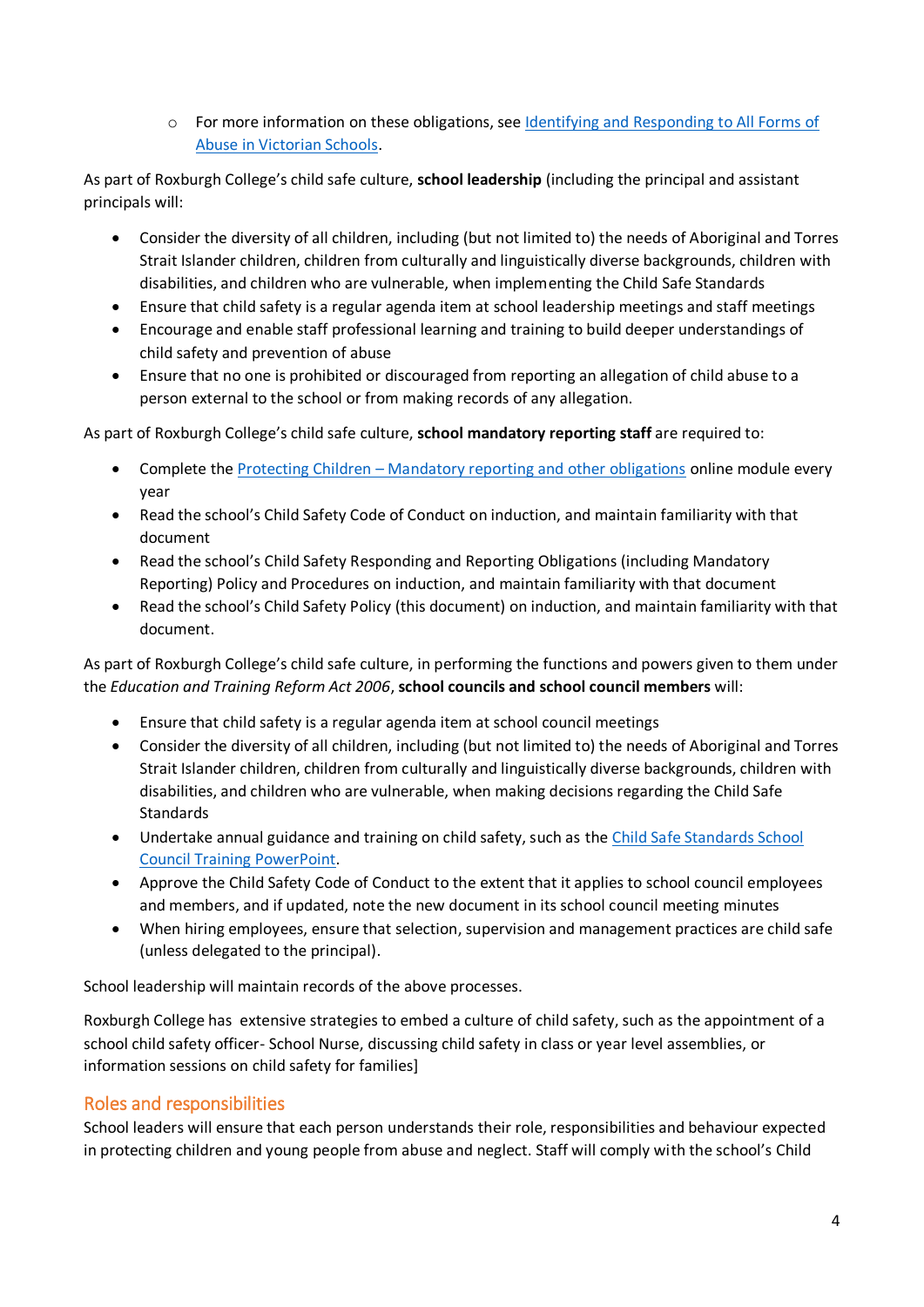- For more information on these obligations, see [Identifying and Responding to All Forms of Abuse in Victorian Schools](#).

As part of Roxburgh College's child safe culture, **school leadership** (including the principal and assistant principals will:

- Consider the diversity of all children, including (but not limited to) the needs of Aboriginal and Torres Strait Islander children, children from culturally and linguistically diverse backgrounds, children with disabilities, and children who are vulnerable, when implementing the Child Safe Standards
- Ensure that child safety is a regular agenda item at school leadership meetings and staff meetings
- Encourage and enable staff professional learning and training to build deeper understandings of child safety and prevention of abuse
- Ensure that no one is prohibited or discouraged from reporting an allegation of child abuse to a person external to the school or from making records of any allegation.

As part of Roxburgh College's child safe culture, **school mandatory reporting staff** are required to:

- Complete the [Protecting Children – Mandatory reporting and other obligations](#) online module every year
- Read the school's Child Safety Code of Conduct on induction, and maintain familiarity with that document
- Read the school's Child Safety Responding and Reporting Obligations (including Mandatory Reporting) Policy and Procedures on induction, and maintain familiarity with that document
- Read the school's Child Safety Policy (this document) on induction, and maintain familiarity with that document.

As part of Roxburgh College's child safe culture, in performing the functions and powers given to them under the *Education and Training Reform Act 2006*, **school councils and school council members** will:

- Ensure that child safety is a regular agenda item at school council meetings
- Consider the diversity of all children, including (but not limited to) the needs of Aboriginal and Torres Strait Islander children, children from culturally and linguistically diverse backgrounds, children with disabilities, and children who are vulnerable, when making decisions regarding the Child Safe Standards
- Undertake annual guidance and training on child safety, such as the [Child Safe Standards School Council Training PowerPoint](#).
- Approve the Child Safety Code of Conduct to the extent that it applies to school council employees and members, and if updated, note the new document in its school council meeting minutes
- When hiring employees, ensure that selection, supervision and management practices are child safe (unless delegated to the principal).

School leadership will maintain records of the above processes.

Roxburgh College has extensive strategies to embed a culture of child safety, such as the appointment of a school child safety officer- School Nurse, discussing child safety in class or year level assemblies, or information sessions on child safety for families]

## Roles and responsibilities

School leaders will ensure that each person understands their role, responsibilities and behaviour expected in protecting children and young people from abuse and neglect. Staff will comply with the school's Child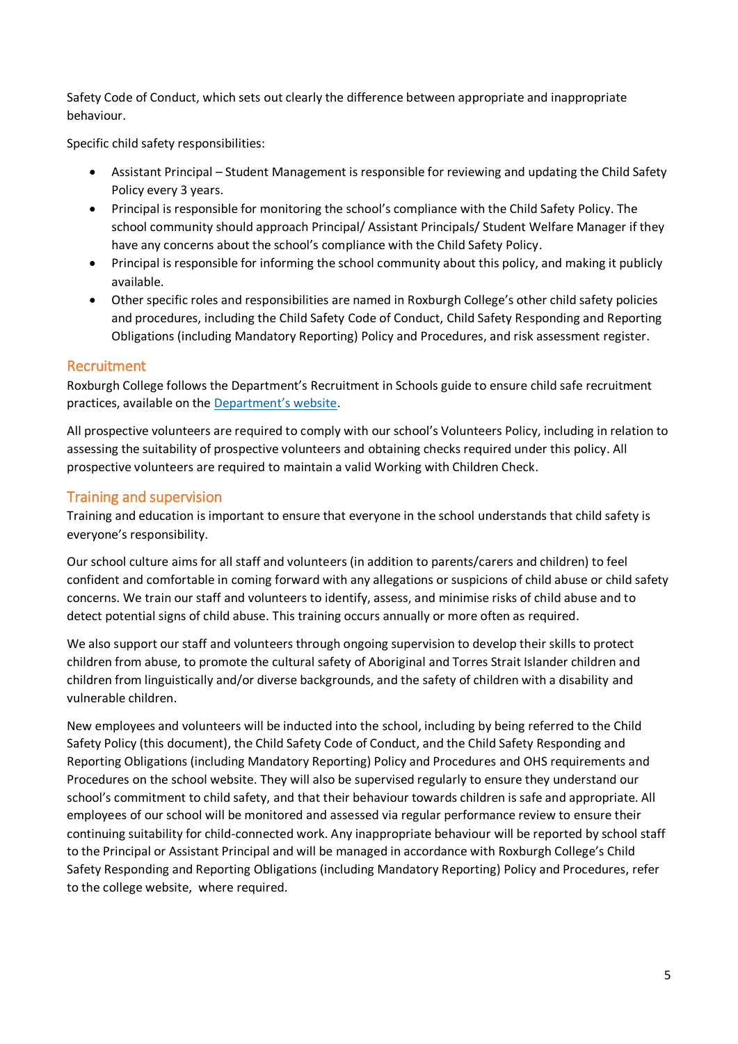Safety Code of Conduct, which sets out clearly the difference between appropriate and inappropriate behaviour.

Specific child safety responsibilities:

- Assistant Principal – Student Management is responsible for reviewing and updating the Child Safety Policy every 3 years.
- Principal is responsible for monitoring the school's compliance with the Child Safety Policy. The school community should approach Principal/ Assistant Principals/ Student Welfare Manager if they have any concerns about the school's compliance with the Child Safety Policy.
- Principal is responsible for informing the school community about this policy, and making it publicly available.
- Other specific roles and responsibilities are named in Roxburgh College's other child safety policies and procedures, including the Child Safety Code of Conduct, Child Safety Responding and Reporting Obligations (including Mandatory Reporting) Policy and Procedures, and risk assessment register.

## Recruitment

Roxburgh College follows the Department's Recruitment in Schools guide to ensure child safe recruitment practices, available on the [Department's website](Department's website).

All prospective volunteers are required to comply with our school's Volunteers Policy, including in relation to assessing the suitability of prospective volunteers and obtaining checks required under this policy. All prospective volunteers are required to maintain a valid Working with Children Check.

## Training and supervision

Training and education is important to ensure that everyone in the school understands that child safety is everyone's responsibility.

Our school culture aims for all staff and volunteers (in addition to parents/carers and children) to feel confident and comfortable in coming forward with any allegations or suspicions of child abuse or child safety concerns. We train our staff and volunteers to identify, assess, and minimise risks of child abuse and to detect potential signs of child abuse. This training occurs annually or more often as required.

We also support our staff and volunteers through ongoing supervision to develop their skills to protect children from abuse, to promote the cultural safety of Aboriginal and Torres Strait Islander children and children from linguistically and/or diverse backgrounds, and the safety of children with a disability and vulnerable children.

New employees and volunteers will be inducted into the school, including by being referred to the Child Safety Policy (this document), the Child Safety Code of Conduct, and the Child Safety Responding and Reporting Obligations (including Mandatory Reporting) Policy and Procedures and OHS requirements and Procedures on the school website. They will also be supervised regularly to ensure they understand our school's commitment to child safety, and that their behaviour towards children is safe and appropriate. All employees of our school will be monitored and assessed via regular performance review to ensure their continuing suitability for child-connected work. Any inappropriate behaviour will be reported by school staff to the Principal or Assistant Principal and will be managed in accordance with Roxburgh College's Child Safety Responding and Reporting Obligations (including Mandatory Reporting) Policy and Procedures, refer to the college website, where required.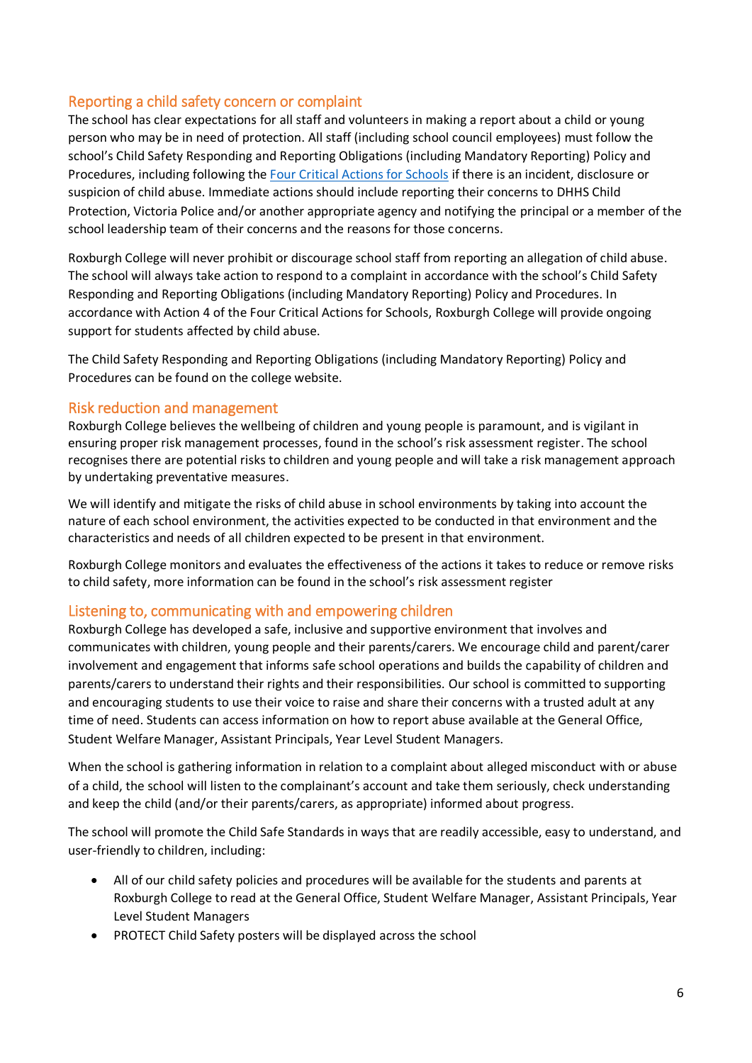## Reporting a child safety concern or complaint

The school has clear expectations for all staff and volunteers in making a report about a child or young person who may be in need of protection. All staff (including school council employees) must follow the school's Child Safety Responding and Reporting Obligations (including Mandatory Reporting) Policy and Procedures, including following the [Four Critical Actions for Schools]() if there is an incident, disclosure or suspicion of child abuse. Immediate actions should include reporting their concerns to DHHS Child Protection, Victoria Police and/or another appropriate agency and notifying the principal or a member of the school leadership team of their concerns and the reasons for those concerns.

Roxburgh College will never prohibit or discourage school staff from reporting an allegation of child abuse. The school will always take action to respond to a complaint in accordance with the school's Child Safety Responding and Reporting Obligations (including Mandatory Reporting) Policy and Procedures. In accordance with Action 4 of the Four Critical Actions for Schools, Roxburgh College will provide ongoing support for students affected by child abuse.

The Child Safety Responding and Reporting Obligations (including Mandatory Reporting) Policy and Procedures can be found on the college website.

## Risk reduction and management

Roxburgh College believes the wellbeing of children and young people is paramount, and is vigilant in ensuring proper risk management processes, found in the school's risk assessment register. The school recognises there are potential risks to children and young people and will take a risk management approach by undertaking preventative measures.

We will identify and mitigate the risks of child abuse in school environments by taking into account the nature of each school environment, the activities expected to be conducted in that environment and the characteristics and needs of all children expected to be present in that environment.

Roxburgh College monitors and evaluates the effectiveness of the actions it takes to reduce or remove risks to child safety, more information can be found in the school's risk assessment register

## Listening to, communicating with and empowering children

Roxburgh College has developed a safe, inclusive and supportive environment that involves and communicates with children, young people and their parents/carers. We encourage child and parent/carer involvement and engagement that informs safe school operations and builds the capability of children and parents/carers to understand their rights and their responsibilities. Our school is committed to supporting and encouraging students to use their voice to raise and share their concerns with a trusted adult at any time of need. Students can access information on how to report abuse available at the General Office, Student Welfare Manager, Assistant Principals, Year Level Student Managers.

When the school is gathering information in relation to a complaint about alleged misconduct with or abuse of a child, the school will listen to the complainant's account and take them seriously, check understanding and keep the child (and/or their parents/carers, as appropriate) informed about progress.

The school will promote the Child Safe Standards in ways that are readily accessible, easy to understand, and user-friendly to children, including:

- All of our child safety policies and procedures will be available for the students and parents at Roxburgh College to read at the General Office, Student Welfare Manager, Assistant Principals, Year Level Student Managers
- PROTECT Child Safety posters will be displayed across the school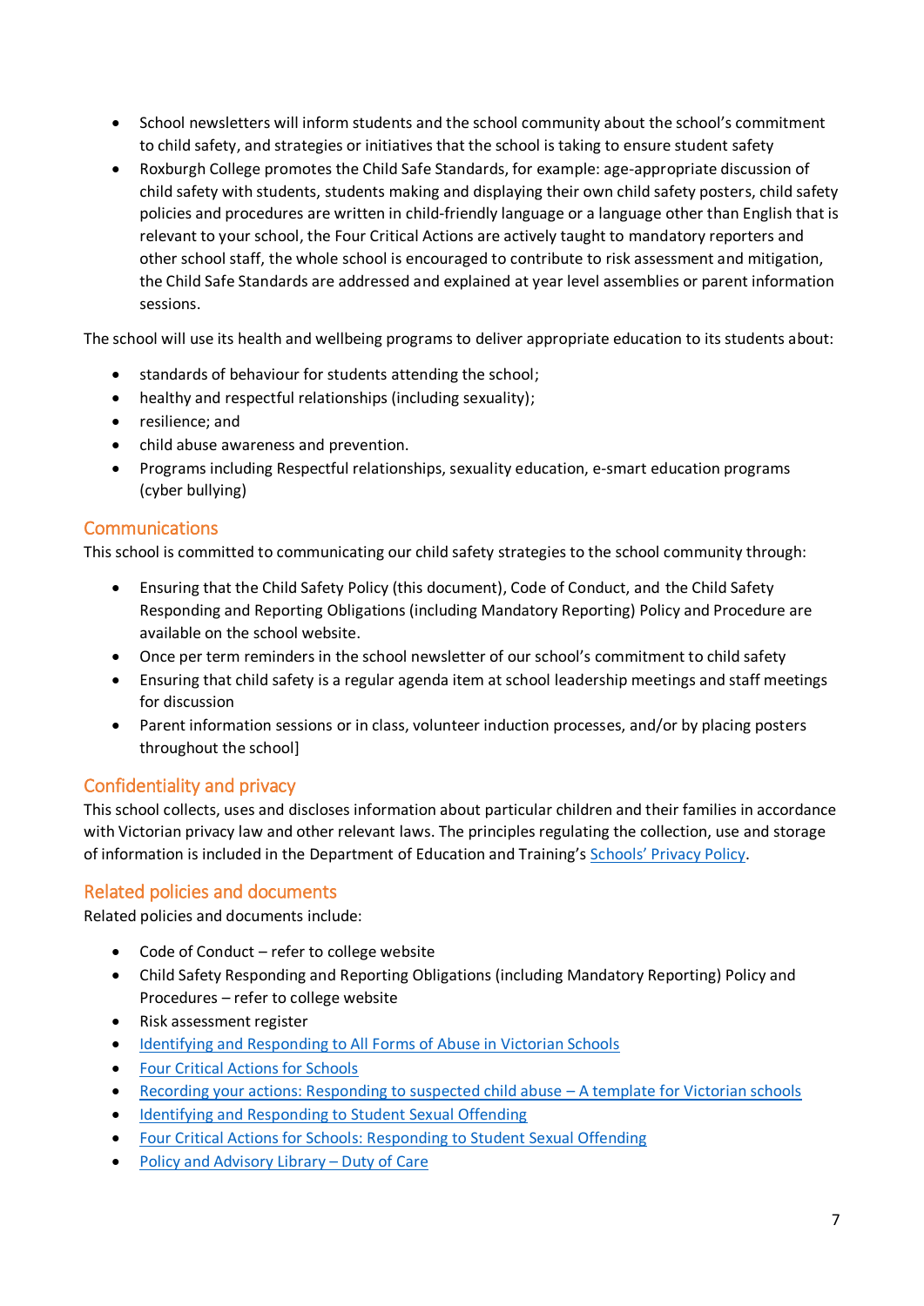- School newsletters will inform students and the school community about the school's commitment to child safety, and strategies or initiatives that the school is taking to ensure student safety
- Roxburgh College promotes the Child Safe Standards, for example: age-appropriate discussion of child safety with students, students making and displaying their own child safety posters, child safety policies and procedures are written in child-friendly language or a language other than English that is relevant to your school, the Four Critical Actions are actively taught to mandatory reporters and other school staff, the whole school is encouraged to contribute to risk assessment and mitigation, the Child Safe Standards are addressed and explained at year level assemblies or parent information sessions.

The school will use its health and wellbeing programs to deliver appropriate education to its students about:

- standards of behaviour for students attending the school;
- healthy and respectful relationships (including sexuality);
- resilience; and
- child abuse awareness and prevention.
- Programs including Respectful relationships, sexuality education, e-smart education programs (cyber bullying)

## Communications

This school is committed to communicating our child safety strategies to the school community through:

- Ensuring that the Child Safety Policy (this document), Code of Conduct, and the Child Safety Responding and Reporting Obligations (including Mandatory Reporting) Policy and Procedure are available on the school website.
- Once per term reminders in the school newsletter of our school's commitment to child safety
- Ensuring that child safety is a regular agenda item at school leadership meetings and staff meetings for discussion
- Parent information sessions or in class, volunteer induction processes, and/or by placing posters throughout the school]

## Confidentiality and privacy

This school collects, uses and discloses information about particular children and their families in accordance with Victorian privacy law and other relevant laws. The principles regulating the collection, use and storage of information is included in the Department of Education and Training's Schools' Privacy Policy.

## Related policies and documents

Related policies and documents include:

- Code of Conduct – refer to college website
- Child Safety Responding and Reporting Obligations (including Mandatory Reporting) Policy and Procedures – refer to college website
- Risk assessment register
- Identifying and Responding to All Forms of Abuse in Victorian Schools
- Four Critical Actions for Schools
- Recording your actions: Responding to suspected child abuse – A template for Victorian schools
- Identifying and Responding to Student Sexual Offending
- Four Critical Actions for Schools: Responding to Student Sexual Offending
- Policy and Advisory Library – Duty of Care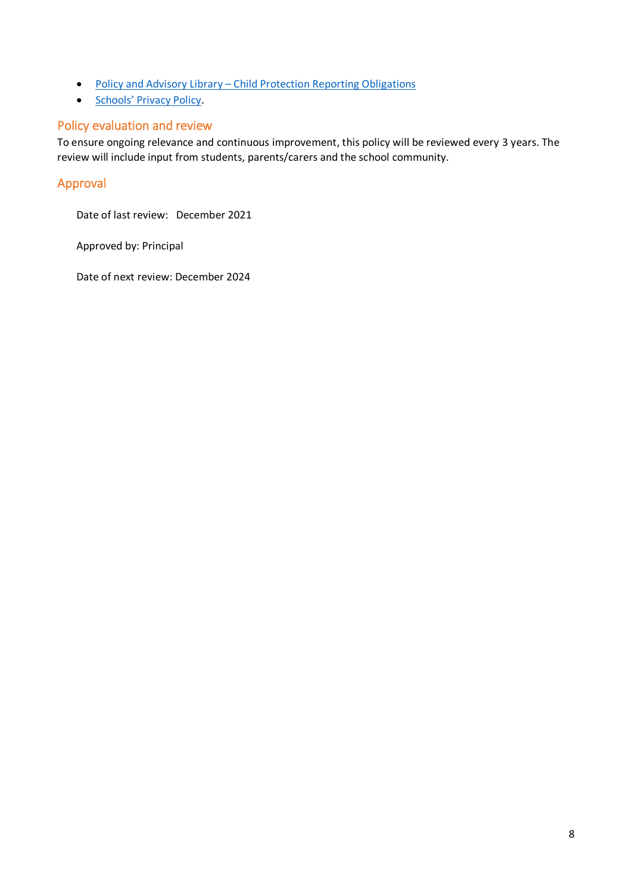- [Policy and Advisory Library – Child Protection Reporting Obligations]()
- [Schools' Privacy Policy]().

## Policy evaluation and review

To ensure ongoing relevance and continuous improvement, this policy will be reviewed every 3 years. The review will include input from students, parents/carers and the school community.

## Approval

Date of last review: December 2021

Approved by: Principal

Date of next review: December 2024